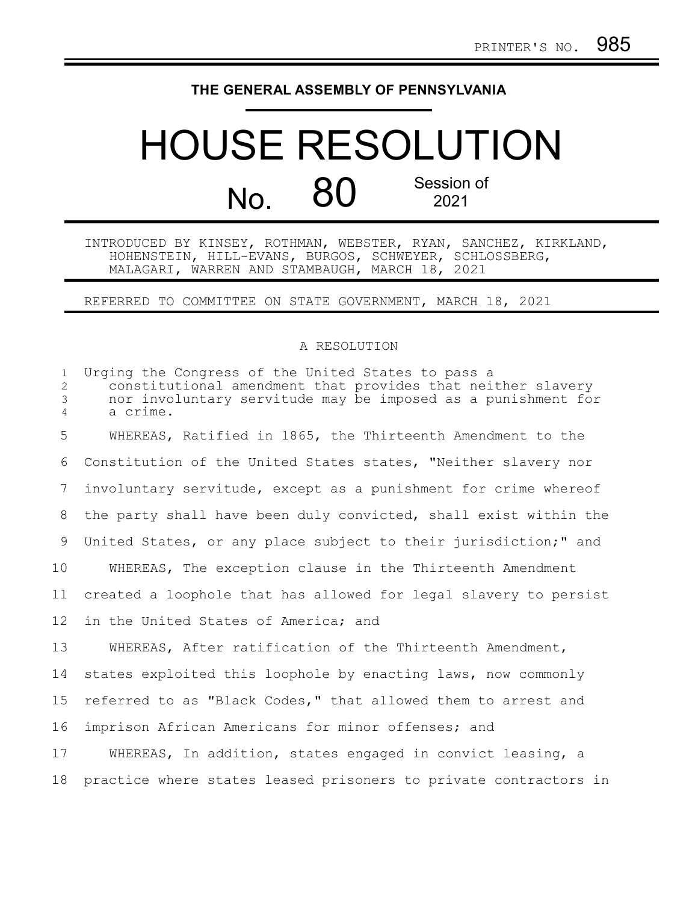PRINTER'S NO. 985

# THE GENERAL ASSEMBLY OF PENNSYLVANIA

# HOUSE RESOLUTION

## No. 80 Session of 2021

INTRODUCED BY KINSEY, ROTHMAN, WEBSTER, RYAN, SANCHEZ, KIRKLAND, HOHENSTEIN, HILL-EVANS, BURGOS, SCHWEYER, SCHLOSSBERG, MALAGARI, WARREN AND STAMBAUGH, MARCH 18, 2021

REFERRED TO COMMITTEE ON STATE GOVERNMENT, MARCH 18, 2021

A RESOLUTION

Urging the Congress of the United States to pass a constitutional amendment that provides that neither slavery nor involuntary servitude may be imposed as a punishment for a crime.

WHEREAS, Ratified in 1865, the Thirteenth Amendment to the Constitution of the United States states, "Neither slavery nor involuntary servitude, except as a punishment for crime whereof the party shall have been duly convicted, shall exist within the United States, or any place subject to their jurisdiction;" and

WHEREAS, The exception clause in the Thirteenth Amendment created a loophole that has allowed for legal slavery to persist in the United States of America; and

WHEREAS, After ratification of the Thirteenth Amendment, states exploited this loophole by enacting laws, now commonly referred to as "Black Codes," that allowed them to arrest and imprison African Americans for minor offenses; and

WHEREAS, In addition, states engaged in convict leasing, a practice where states leased prisoners to private contractors in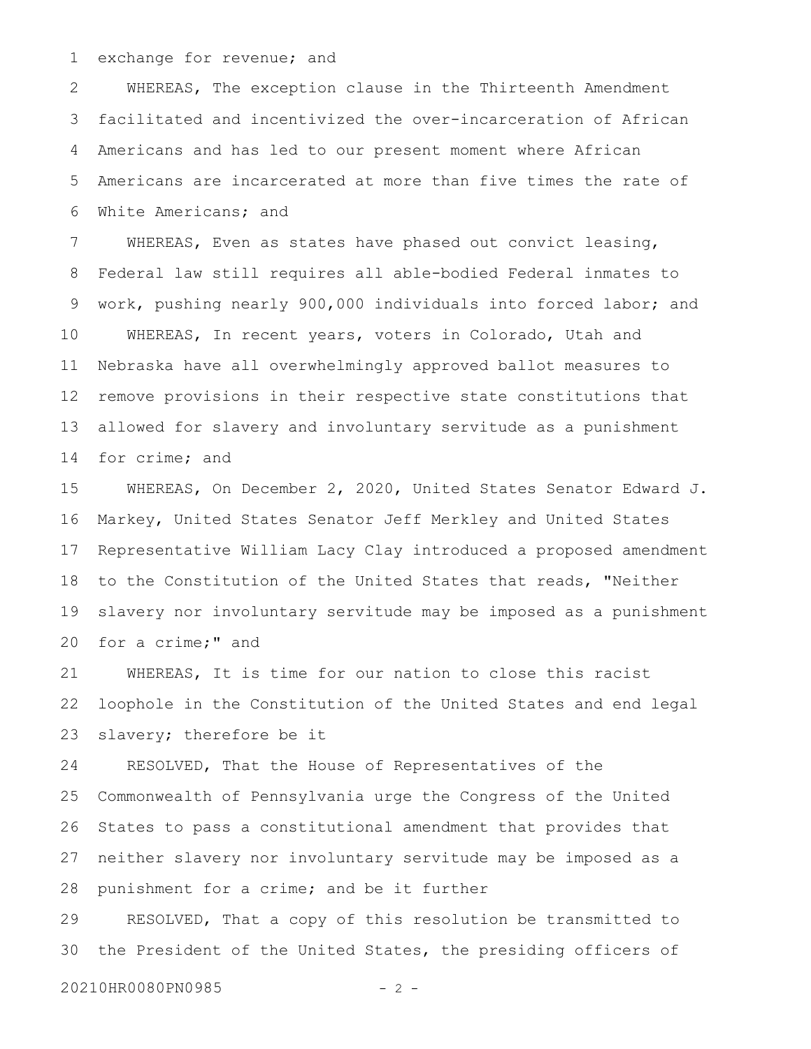exchange for revenue; and

WHEREAS, The exception clause in the Thirteenth Amendment facilitated and incentivized the over-incarceration of African Americans and has led to our present moment where African Americans are incarcerated at more than five times the rate of White Americans; and

WHEREAS, Even as states have phased out convict leasing, Federal law still requires all able-bodied Federal inmates to work, pushing nearly 900,000 individuals into forced labor; and

WHEREAS, In recent years, voters in Colorado, Utah and Nebraska have all overwhelmingly approved ballot measures to remove provisions in their respective state constitutions that allowed for slavery and involuntary servitude as a punishment for crime; and

WHEREAS, On December 2, 2020, United States Senator Edward J. Markey, United States Senator Jeff Merkley and United States Representative William Lacy Clay introduced a proposed amendment to the Constitution of the United States that reads, "Neither slavery nor involuntary servitude may be imposed as a punishment for a crime;" and

WHEREAS, It is time for our nation to close this racist loophole in the Constitution of the United States and end legal slavery; therefore be it

RESOLVED, That the House of Representatives of the Commonwealth of Pennsylvania urge the Congress of the United States to pass a constitutional amendment that provides that neither slavery nor involuntary servitude may be imposed as a punishment for a crime; and be it further

RESOLVED, That a copy of this resolution be transmitted to the President of the United States, the presiding officers of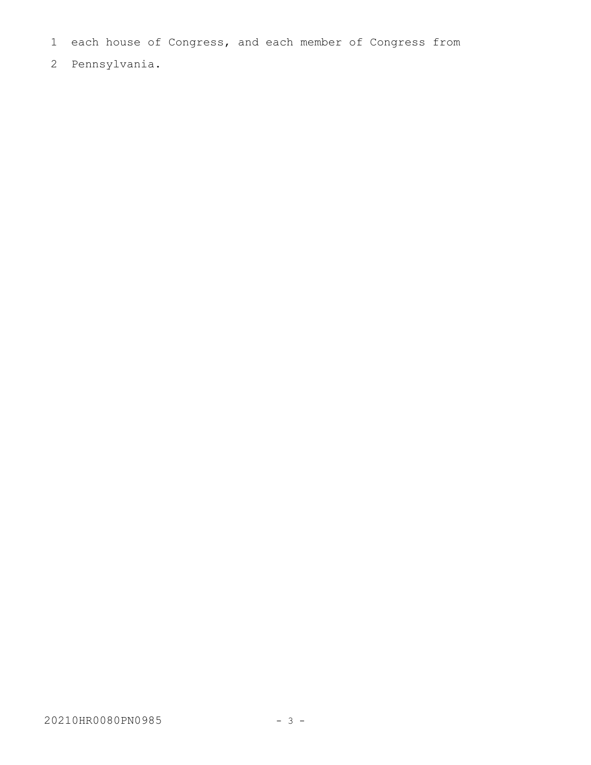each house of Congress, and each member of Congress from Pennsylvania.